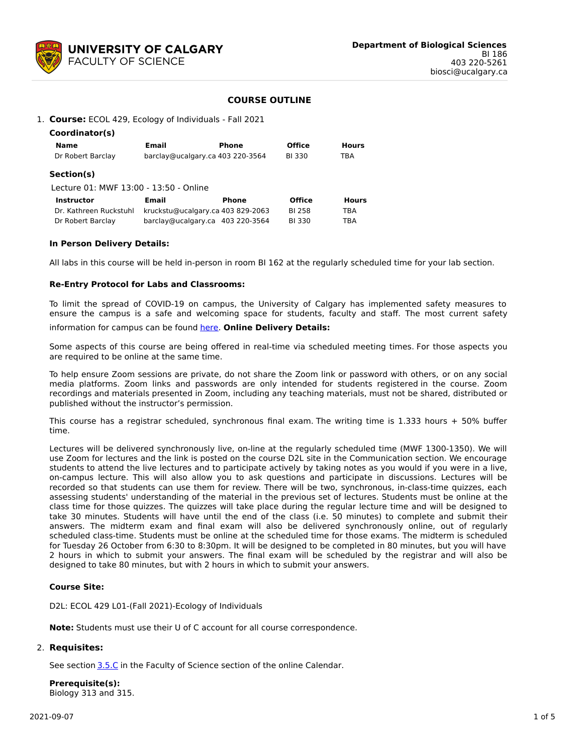**UNIVERSITY OF CALGARY**
FACULTY OF SCIENCE

**Department of Biological Sciences**
BI 186
403 220-5261
biosci@ucalgary.ca

# COURSE OUTLINE

1. **Course:** ECOL 429, Ecology of Individuals - Fall 2021

**Coordinator(s)**

| Name | Email | Phone | Office | Hours |
|---|---|---|---|---|
| Dr Robert Barclay | barclay@ucalgary.ca | 403 220-3564 | BI 330 | TBA |

**Section(s)**

Lecture 01: MWF 13:00 - 13:50 - Online

| Instructor | Email | Phone | Office | Hours |
|---|---|---|---|---|
| Dr. Kathreen Ruckstuhl | kruckstu@ucalgary.ca | 403 829-2063 | BI 258 | TBA |
| Dr Robert Barclay | barclay@ucalgary.ca | 403 220-3564 | BI 330 | TBA |

**In Person Delivery Details:**

All labs in this course will be held in-person in room BI 162 at the regularly scheduled time for your lab section.

**Re-Entry Protocol for Labs and Classrooms:**

To limit the spread of COVID-19 on campus, the University of Calgary has implemented safety measures to ensure the campus is a safe and welcoming space for students, faculty and staff. The most current safety information for campus can be found here.

**Online Delivery Details:**

Some aspects of this course are being offered in real-time via scheduled meeting times. For those aspects you are required to be online at the same time.

To help ensure Zoom sessions are private, do not share the Zoom link or password with others, or on any social media platforms. Zoom links and passwords are only intended for students registered in the course. Zoom recordings and materials presented in Zoom, including any teaching materials, must not be shared, distributed or published without the instructor's permission.

This course has a registrar scheduled, synchronous final exam. The writing time is 1.333 hours + 50% buffer time.

Lectures will be delivered synchronously live, on-line at the regularly scheduled time (MWF 1300-1350). We will use Zoom for lectures and the link is posted on the course D2L site in the Communication section. We encourage students to attend the live lectures and to participate actively by taking notes as you would if you were in a live, on-campus lecture. This will also allow you to ask questions and participate in discussions. Lectures will be recorded so that students can use them for review. There will be two, synchronous, in-class-time quizzes, each assessing students' understanding of the material in the previous set of lectures. Students must be online at the class time for those quizzes. The quizzes will take place during the regular lecture time and will be designed to take 30 minutes. Students will have until the end of the class (i.e. 50 minutes) to complete and submit their answers. The midterm exam and final exam will also be delivered synchronously online, out of regularly scheduled class-time. Students must be online at the scheduled time for those exams. The midterm is scheduled for Tuesday 26 October from 6:30 to 8:30pm. It will be designed to be completed in 80 minutes, but you will have 2 hours in which to submit your answers. The final exam will be scheduled by the registrar and will also be designed to take 80 minutes, but with 2 hours in which to submit your answers.

**Course Site:**

D2L: ECOL 429 L01-(Fall 2021)-Ecology of Individuals

**Note:** Students must use their U of C account for all course correspondence.

2. **Requisites:**

See section 3.5.C in the Faculty of Science section of the online Calendar.

**Prerequisite(s):**
Biology 313 and 315.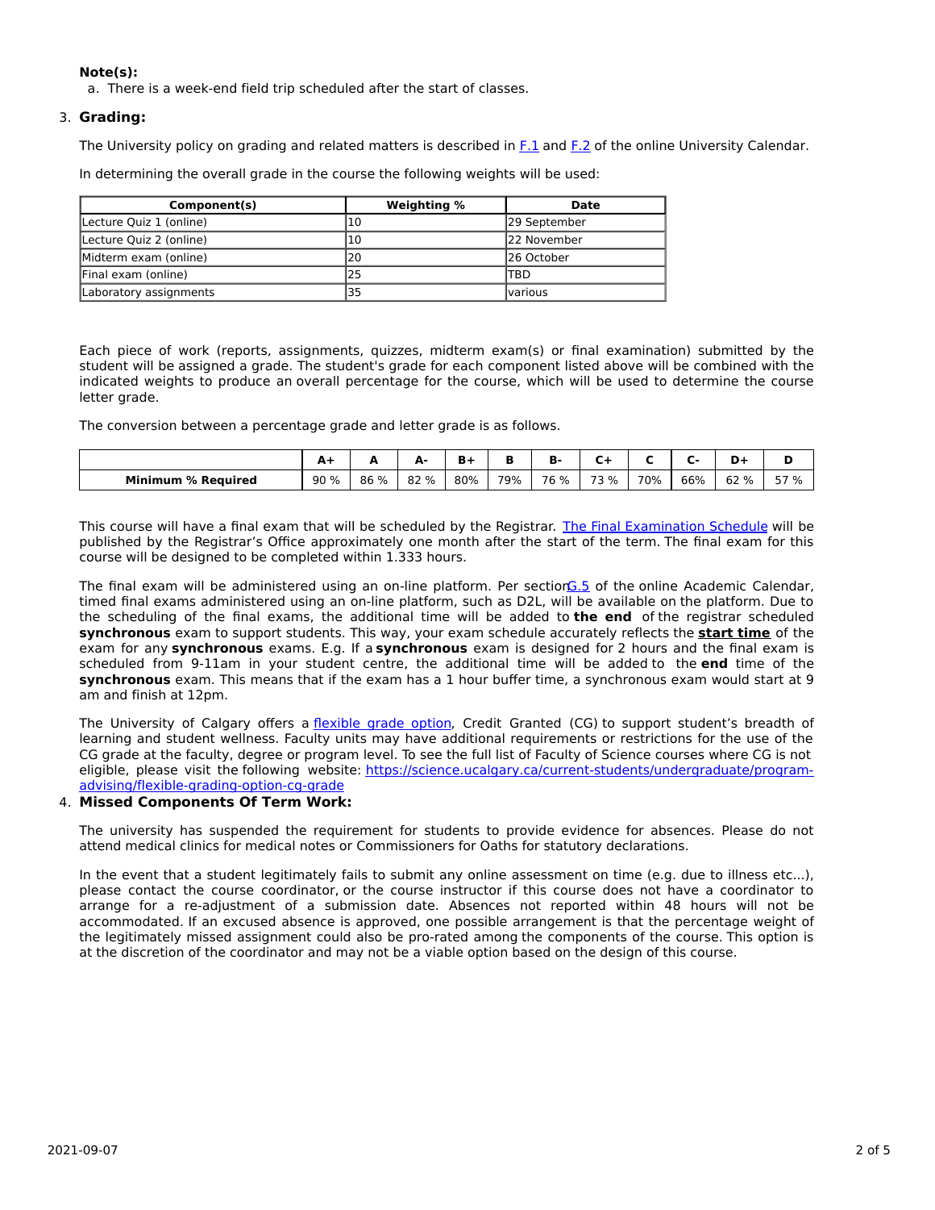**Note(s):**

a. There is a week-end field trip scheduled after the start of classes.

3. **Grading:**

The University policy on grading and related matters is described in F.1 and F.2 of the online University Calendar.

In determining the overall grade in the course the following weights will be used:

| Component(s) | Weighting % | Date |
|---|---|---|
| Lecture Quiz 1 (online) | 10 | 29 September |
| Lecture Quiz 2 (online) | 10 | 22 November |
| Midterm exam (online) | 20 | 26 October |
| Final exam (online) | 25 | TBD |
| Laboratory assignments | 35 | various |

Each piece of work (reports, assignments, quizzes, midterm exam(s) or final examination) submitted by the student will be assigned a grade. The student's grade for each component listed above will be combined with the indicated weights to produce an overall percentage for the course, which will be used to determine the course letter grade.

The conversion between a percentage grade and letter grade is as follows.

| | A+ | A | A- | B+ | B | B- | C+ | C | C- | D+ | D |
|---|---|---|---|---|---|---|---|---|---|---|---|
| **Minimum % Required** | 90 % | 86 % | 82 % | 80% | 79% | 76 % | 73 % | 70% | 66% | 62 % | 57 % |

This course will have a final exam that will be scheduled by the Registrar. The Final Examination Schedule will be published by the Registrar's Office approximately one month after the start of the term. The final exam for this course will be designed to be completed within 1.333 hours.

The final exam will be administered using an on-line platform. Per section G.5 of the online Academic Calendar, timed final exams administered using an on-line platform, such as D2L, will be available on the platform. Due to the scheduling of the final exams, the additional time will be added to **the end** of the registrar scheduled **synchronous** exam to support students. This way, your exam schedule accurately reflects the **start time** of the exam for any **synchronous** exams. E.g. If a **synchronous** exam is designed for 2 hours and the final exam is scheduled from 9-11am in your student centre, the additional time will be added to the **end** time of the **synchronous** exam. This means that if the exam has a 1 hour buffer time, a synchronous exam would start at 9 am and finish at 12pm.

The University of Calgary offers a flexible grade option, Credit Granted (CG) to support student's breadth of learning and student wellness. Faculty units may have additional requirements or restrictions for the use of the CG grade at the faculty, degree or program level. To see the full list of Faculty of Science courses where CG is not eligible, please visit the following website: https://science.ucalgary.ca/current-students/undergraduate/program-advising/flexible-grading-option-cg-grade

4. **Missed Components Of Term Work:**

The university has suspended the requirement for students to provide evidence for absences. Please do not attend medical clinics for medical notes or Commissioners for Oaths for statutory declarations.

In the event that a student legitimately fails to submit any online assessment on time (e.g. due to illness etc...), please contact the course coordinator, or the course instructor if this course does not have a coordinator to arrange for a re-adjustment of a submission date. Absences not reported within 48 hours will not be accommodated. If an excused absence is approved, one possible arrangement is that the percentage weight of the legitimately missed assignment could also be pro-rated among the components of the course. This option is at the discretion of the coordinator and may not be a viable option based on the design of this course.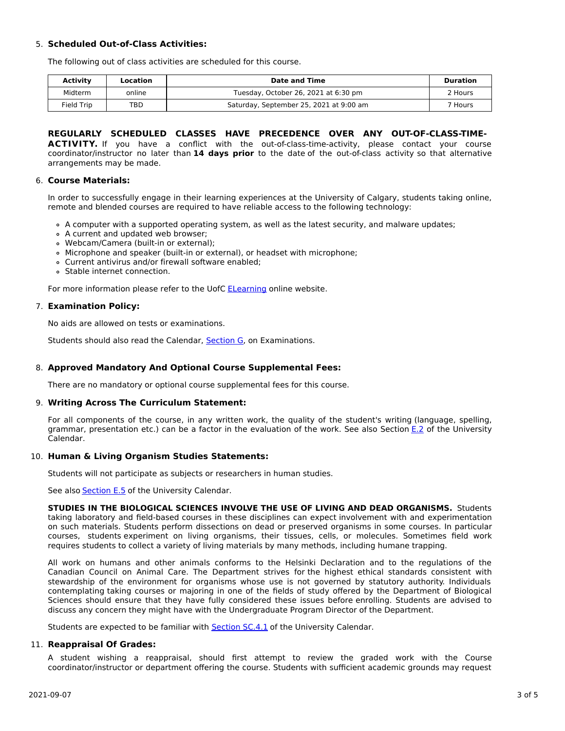5. **Scheduled Out-of-Class Activities:**

   The following out of class activities are scheduled for this course.

| Activity | Location | Date and Time | Duration |
| --- | --- | --- | --- |
| Midterm | online | Tuesday, October 26, 2021 at 6:30 pm | 2 Hours |
| Field Trip | TBD | Saturday, September 25, 2021 at 9:00 am | 7 Hours |

   **REGULARLY SCHEDULED CLASSES HAVE PRECEDENCE OVER ANY OUT-OF-CLASS-TIME-ACTIVITY.** If you have a conflict with the out-of-class-time-activity, please contact your course coordinator/instructor no later than **14 days prior** to the date of the out-of-class activity so that alternative arrangements may be made.

6. **Course Materials:**

   In order to successfully engage in their learning experiences at the University of Calgary, students taking online, remote and blended courses are required to have reliable access to the following technology:

   - A computer with a supported operating system, as well as the latest security, and malware updates;
   - A current and updated web browser;
   - Webcam/Camera (built-in or external);
   - Microphone and speaker (built-in or external), or headset with microphone;
   - Current antivirus and/or firewall software enabled;
   - Stable internet connection.

   For more information please refer to the UofC ELearning online website.

7. **Examination Policy:**

   No aids are allowed on tests or examinations.

   Students should also read the Calendar, Section G, on Examinations.

8. **Approved Mandatory And Optional Course Supplemental Fees:**

   There are no mandatory or optional course supplemental fees for this course.

9. **Writing Across The Curriculum Statement:**

   For all components of the course, in any written work, the quality of the student's writing (language, spelling, grammar, presentation etc.) can be a factor in the evaluation of the work. See also Section E.2 of the University Calendar.

10. **Human & Living Organism Studies Statements:**

    Students will not participate as subjects or researchers in human studies.

    See also Section E.5 of the University Calendar.

    **STUDIES IN THE BIOLOGICAL SCIENCES INVOLVE THE USE OF LIVING AND DEAD ORGANISMS.** Students taking laboratory and field-based courses in these disciplines can expect involvement with and experimentation on such materials. Students perform dissections on dead or preserved organisms in some courses. In particular courses, students experiment on living organisms, their tissues, cells, or molecules. Sometimes field work requires students to collect a variety of living materials by many methods, including humane trapping.

    All work on humans and other animals conforms to the Helsinki Declaration and to the regulations of the Canadian Council on Animal Care. The Department strives for the highest ethical standards consistent with stewardship of the environment for organisms whose use is not governed by statutory authority. Individuals contemplating taking courses or majoring in one of the fields of study offered by the Department of Biological Sciences should ensure that they have fully considered these issues before enrolling. Students are advised to discuss any concern they might have with the Undergraduate Program Director of the Department.

    Students are expected to be familiar with Section SC.4.1 of the University Calendar.

11. **Reappraisal Of Grades:**

    A student wishing a reappraisal, should first attempt to review the graded work with the Course coordinator/instructor or department offering the course. Students with sufficient academic grounds may request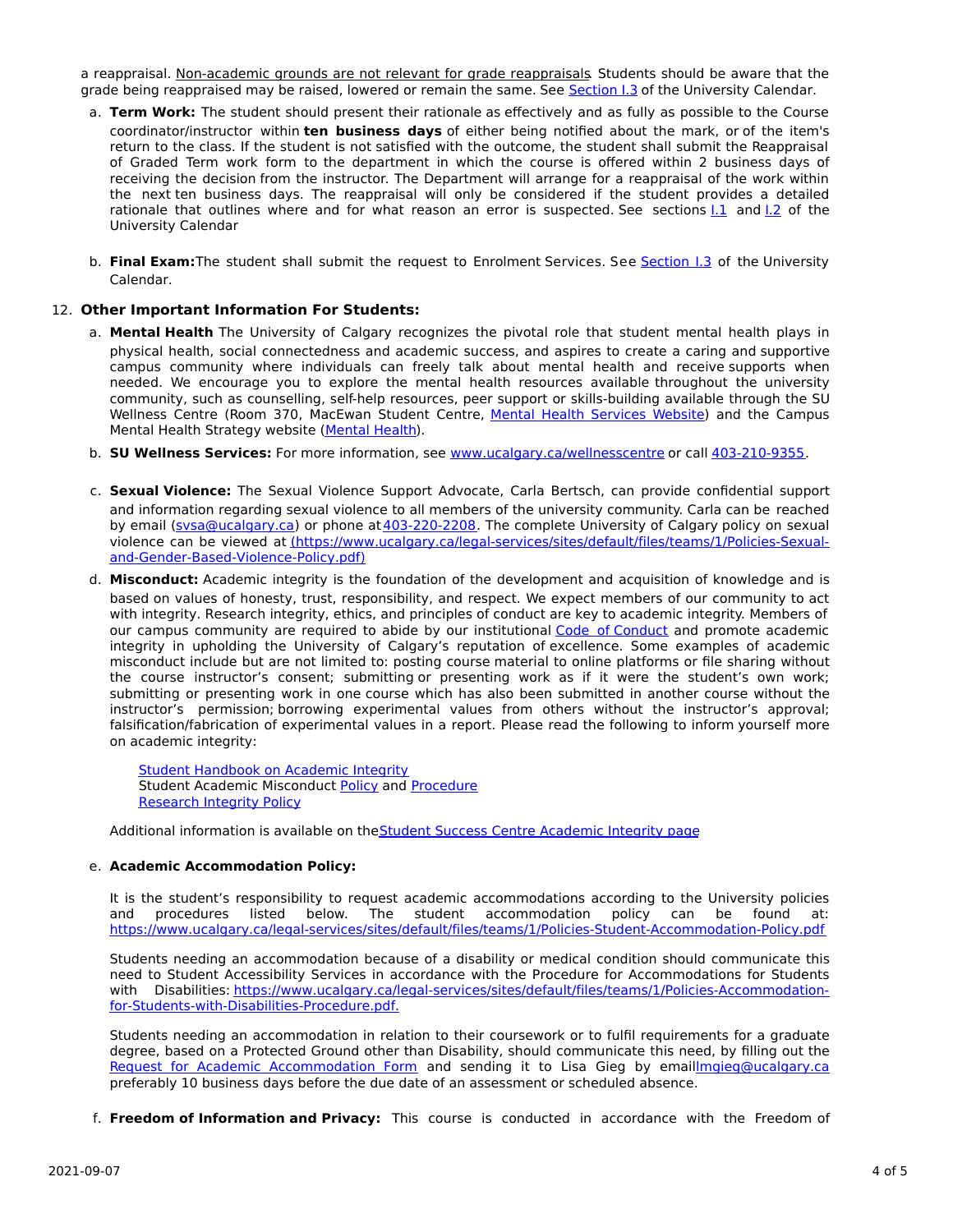a reappraisal. Non-academic grounds are not relevant for grade reappraisals. Students should be aware that the grade being reappraised may be raised, lowered or remain the same. See Section I.3 of the University Calendar.

a. **Term Work:** The student should present their rationale as effectively and as fully as possible to the Course coordinator/instructor within **ten business days** of either being notified about the mark, or of the item's return to the class. If the student is not satisfied with the outcome, the student shall submit the Reappraisal of Graded Term work form to the department in which the course is offered within 2 business days of receiving the decision from the instructor. The Department will arrange for a reappraisal of the work within the next ten business days. The reappraisal will only be considered if the student provides a detailed rationale that outlines where and for what reason an error is suspected. See sections I.1 and I.2 of the University Calendar

b. **Final Exam:** The student shall submit the request to Enrolment Services. See Section I.3 of the University Calendar.

12. **Other Important Information For Students:**

a. **Mental Health** The University of Calgary recognizes the pivotal role that student mental health plays in physical health, social connectedness and academic success, and aspires to create a caring and supportive campus community where individuals can freely talk about mental health and receive supports when needed. We encourage you to explore the mental health resources available throughout the university community, such as counselling, self-help resources, peer support or skills-building available through the SU Wellness Centre (Room 370, MacEwan Student Centre, Mental Health Services Website) and the Campus Mental Health Strategy website (Mental Health).

b. **SU Wellness Services:** For more information, see www.ucalgary.ca/wellnesscentre or call 403-210-9355.

c. **Sexual Violence:** The Sexual Violence Support Advocate, Carla Bertsch, can provide confidential support and information regarding sexual violence to all members of the university community. Carla can be reached by email (svsa@ucalgary.ca) or phone at 403-220-2208. The complete University of Calgary policy on sexual violence can be viewed at (https://www.ucalgary.ca/legal-services/sites/default/files/teams/1/Policies-Sexual-and-Gender-Based-Violence-Policy.pdf)

d. **Misconduct:** Academic integrity is the foundation of the development and acquisition of knowledge and is based on values of honesty, trust, responsibility, and respect. We expect members of our community to act with integrity. Research integrity, ethics, and principles of conduct are key to academic integrity. Members of our campus community are required to abide by our institutional Code of Conduct and promote academic integrity in upholding the University of Calgary's reputation of excellence. Some examples of academic misconduct include but are not limited to: posting course material to online platforms or file sharing without the course instructor's consent; submitting or presenting work as if it were the student's own work; submitting or presenting work in one course which has also been submitted in another course without the instructor's permission; borrowing experimental values from others without the instructor's approval; falsification/fabrication of experimental values in a report. Please read the following to inform yourself more on academic integrity:

Student Handbook on Academic Integrity
Student Academic Misconduct Policy and Procedure
Research Integrity Policy

Additional information is available on the Student Success Centre Academic Integrity page

e. **Academic Accommodation Policy:**

It is the student's responsibility to request academic accommodations according to the University policies and procedures listed below. The student accommodation policy can be found at: https://www.ucalgary.ca/legal-services/sites/default/files/teams/1/Policies-Student-Accommodation-Policy.pdf

Students needing an accommodation because of a disability or medical condition should communicate this need to Student Accessibility Services in accordance with the Procedure for Accommodations for Students with Disabilities: https://www.ucalgary.ca/legal-services/sites/default/files/teams/1/Policies-Accommodation-for-Students-with-Disabilities-Procedure.pdf.

Students needing an accommodation in relation to their coursework or to fulfil requirements for a graduate degree, based on a Protected Ground other than Disability, should communicate this need, by filling out the Request for Academic Accommodation Form and sending it to Lisa Gieg by email lmgieg@ucalgary.ca preferably 10 business days before the due date of an assessment or scheduled absence.

f. **Freedom of Information and Privacy:** This course is conducted in accordance with the Freedom of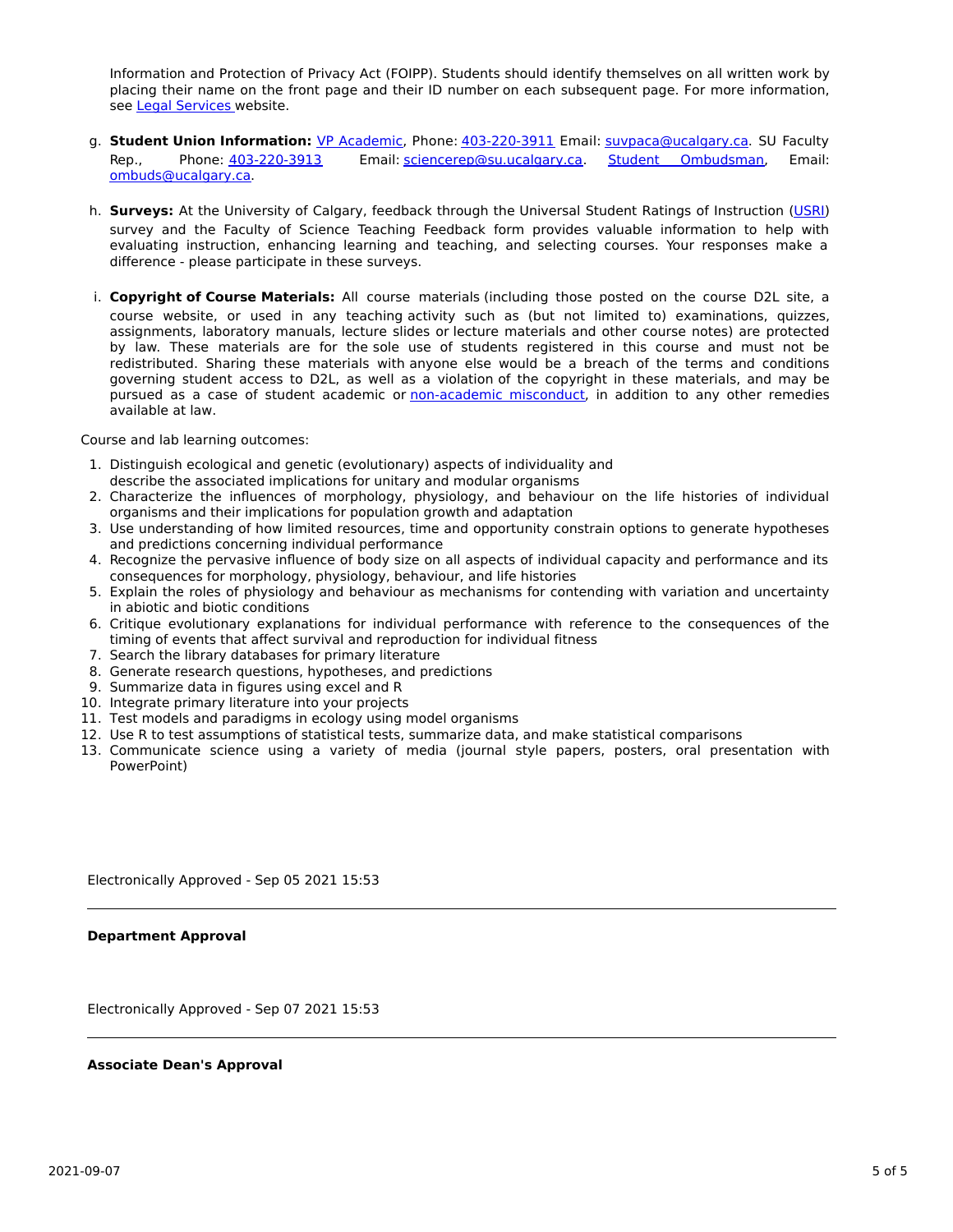Information and Protection of Privacy Act (FOIPP). Students should identify themselves on all written work by placing their name on the front page and their ID number on each subsequent page. For more information, see Legal Services website.

g. **Student Union Information:** VP Academic, Phone: 403-220-3911 Email: suvpaca@ucalgary.ca. SU Faculty Rep., Phone: 403-220-3913 Email: sciencerep@su.ucalgary.ca. Student Ombudsman, Email: ombuds@ucalgary.ca.

h. **Surveys:** At the University of Calgary, feedback through the Universal Student Ratings of Instruction (USRI) survey and the Faculty of Science Teaching Feedback form provides valuable information to help with evaluating instruction, enhancing learning and teaching, and selecting courses. Your responses make a difference - please participate in these surveys.

i. **Copyright of Course Materials:** All course materials (including those posted on the course D2L site, a course website, or used in any teaching activity such as (but not limited to) examinations, quizzes, assignments, laboratory manuals, lecture slides or lecture materials and other course notes) are protected by law. These materials are for the sole use of students registered in this course and must not be redistributed. Sharing these materials with anyone else would be a breach of the terms and conditions governing student access to D2L, as well as a violation of the copyright in these materials, and may be pursued as a case of student academic or non-academic misconduct, in addition to any other remedies available at law.

Course and lab learning outcomes:

1. Distinguish ecological and genetic (evolutionary) aspects of individuality and describe the associated implications for unitary and modular organisms
2. Characterize the influences of morphology, physiology, and behaviour on the life histories of individual organisms and their implications for population growth and adaptation
3. Use understanding of how limited resources, time and opportunity constrain options to generate hypotheses and predictions concerning individual performance
4. Recognize the pervasive influence of body size on all aspects of individual capacity and performance and its consequences for morphology, physiology, behaviour, and life histories
5. Explain the roles of physiology and behaviour as mechanisms for contending with variation and uncertainty in abiotic and biotic conditions
6. Critique evolutionary explanations for individual performance with reference to the consequences of the timing of events that affect survival and reproduction for individual fitness
7. Search the library databases for primary literature
8. Generate research questions, hypotheses, and predictions
9. Summarize data in figures using excel and R
10. Integrate primary literature into your projects
11. Test models and paradigms in ecology using model organisms
12. Use R to test assumptions of statistical tests, summarize data, and make statistical comparisons
13. Communicate science using a variety of media (journal style papers, posters, oral presentation with PowerPoint)

Electronically Approved - Sep 05 2021 15:53

---

**Department Approval**

Electronically Approved - Sep 07 2021 15:53

---

**Associate Dean's Approval**